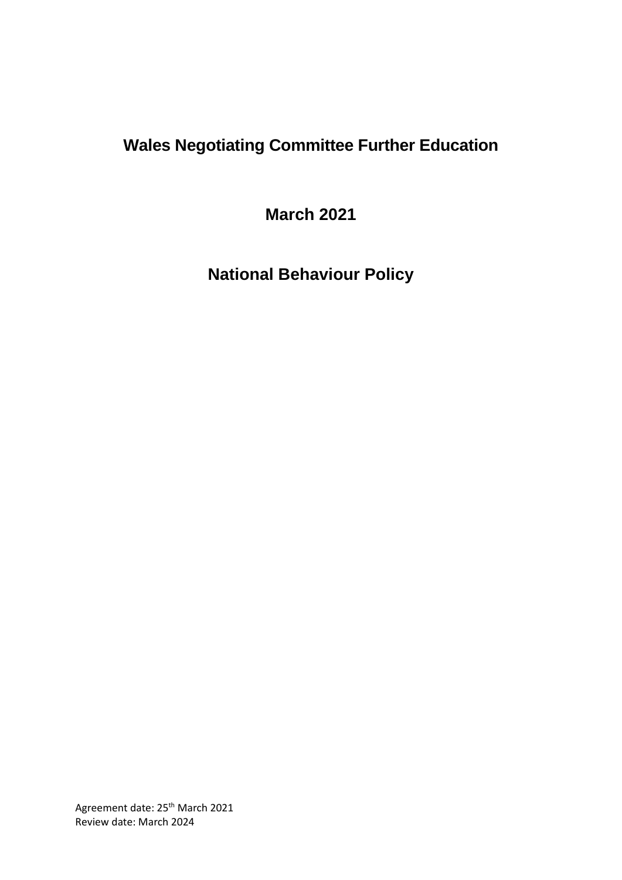# Wales Negotiating Committee Further Education

## March 2021

# National Behaviour Policy

Agreement date: 25th March 2021
Review date: March 2024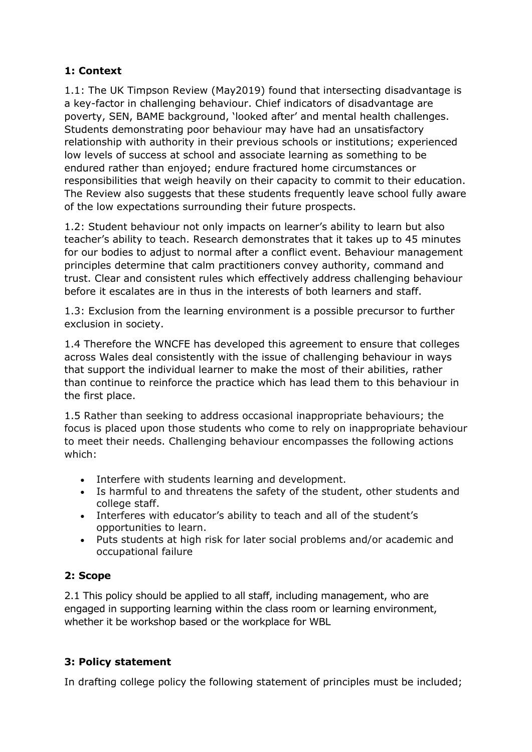## 1: Context

1.1: The UK Timpson Review (May2019) found that intersecting disadvantage is a key-factor in challenging behaviour. Chief indicators of disadvantage are poverty, SEN, BAME background, 'looked after' and mental health challenges. Students demonstrating poor behaviour may have had an unsatisfactory relationship with authority in their previous schools or institutions; experienced low levels of success at school and associate learning as something to be endured rather than enjoyed; endure fractured home circumstances or responsibilities that weigh heavily on their capacity to commit to their education. The Review also suggests that these students frequently leave school fully aware of the low expectations surrounding their future prospects.

1.2: Student behaviour not only impacts on learner's ability to learn but also teacher's ability to teach. Research demonstrates that it takes up to 45 minutes for our bodies to adjust to normal after a conflict event. Behaviour management principles determine that calm practitioners convey authority, command and trust. Clear and consistent rules which effectively address challenging behaviour before it escalates are in thus in the interests of both learners and staff.

1.3: Exclusion from the learning environment is a possible precursor to further exclusion in society.

1.4 Therefore the WNCFE has developed this agreement to ensure that colleges across Wales deal consistently with the issue of challenging behaviour in ways that support the individual learner to make the most of their abilities, rather than continue to reinforce the practice which has lead them to this behaviour in the first place.

1.5 Rather than seeking to address occasional inappropriate behaviours; the focus is placed upon those students who come to rely on inappropriate behaviour to meet their needs. Challenging behaviour encompasses the following actions which:

- Interfere with students learning and development.
- Is harmful to and threatens the safety of the student, other students and college staff.
- Interferes with educator's ability to teach and all of the student's opportunities to learn.
- Puts students at high risk for later social problems and/or academic and occupational failure

## 2: Scope

2.1 This policy should be applied to all staff, including management, who are engaged in supporting learning within the class room or learning environment, whether it be workshop based or the workplace for WBL

## 3: Policy statement

In drafting college policy the following statement of principles must be included;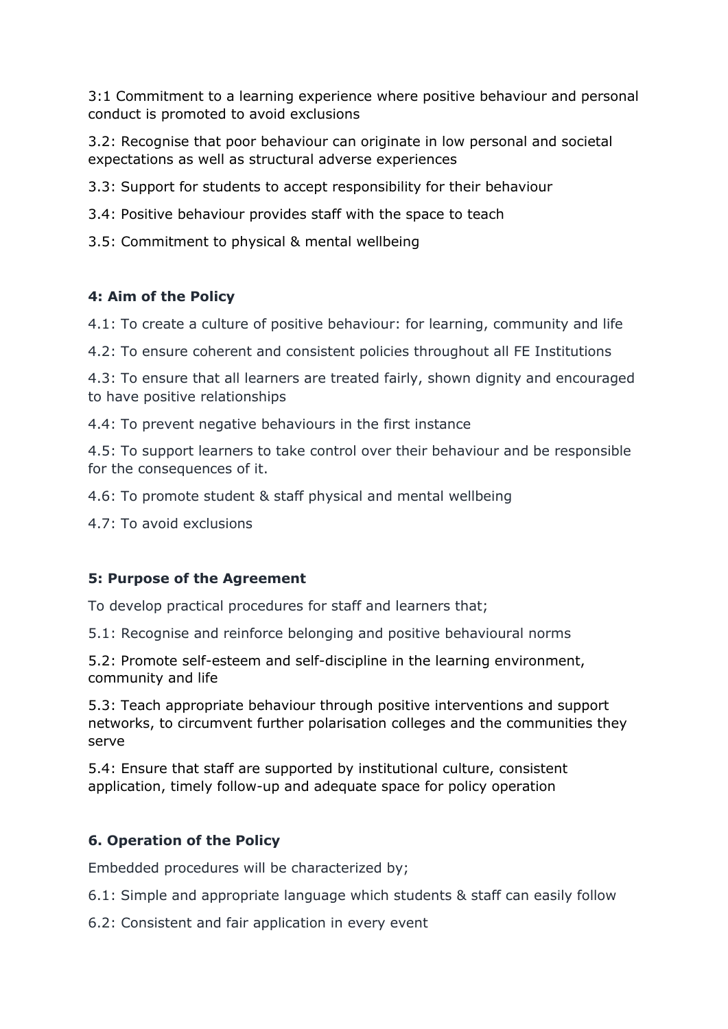3:1 Commitment to a learning experience where positive behaviour and personal conduct is promoted to avoid exclusions

3.2: Recognise that poor behaviour can originate in low personal and societal expectations as well as structural adverse experiences

3.3: Support for students to accept responsibility for their behaviour

3.4: Positive behaviour provides staff with the space to teach

3.5: Commitment to physical & mental wellbeing

**4: Aim of the Policy**

4.1: To create a culture of positive behaviour: for learning, community and life

4.2: To ensure coherent and consistent policies throughout all FE Institutions

4.3: To ensure that all learners are treated fairly, shown dignity and encouraged to have positive relationships

4.4: To prevent negative behaviours in the first instance

4.5: To support learners to take control over their behaviour and be responsible for the consequences of it.

4.6: To promote student & staff physical and mental wellbeing

4.7: To avoid exclusions

**5: Purpose of the Agreement**

To develop practical procedures for staff and learners that;

5.1: Recognise and reinforce belonging and positive behavioural norms

5.2: Promote self-esteem and self-discipline in the learning environment, community and life

5.3: Teach appropriate behaviour through positive interventions and support networks, to circumvent further polarisation colleges and the communities they serve

5.4: Ensure that staff are supported by institutional culture, consistent application, timely follow-up and adequate space for policy operation

**6. Operation of the Policy**

Embedded procedures will be characterized by;

6.1: Simple and appropriate language which students & staff can easily follow

6.2: Consistent and fair application in every event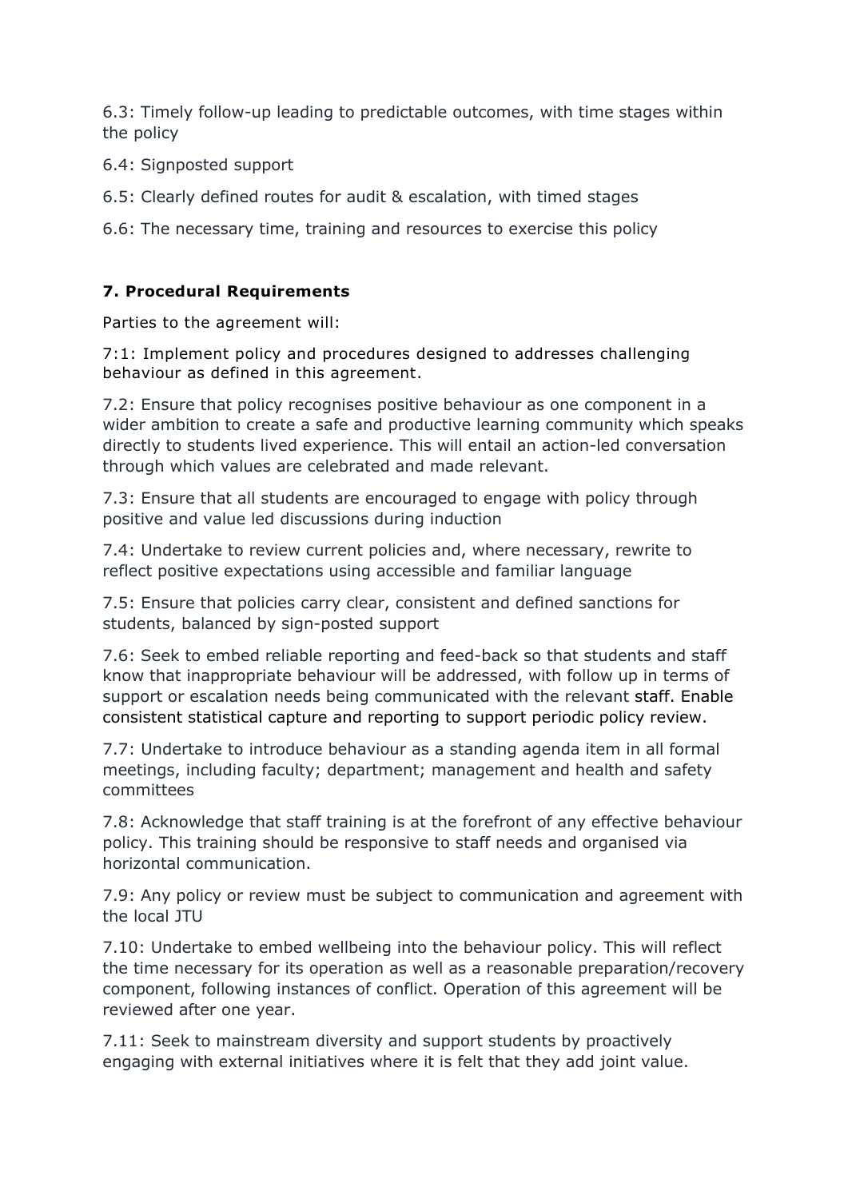6.3: Timely follow-up leading to predictable outcomes, with time stages within the policy

6.4: Signposted support

6.5: Clearly defined routes for audit & escalation, with timed stages

6.6: The necessary time, training and resources to exercise this policy

**7. Procedural Requirements**

Parties to the agreement will:

7:1: Implement policy and procedures designed to addresses challenging behaviour as defined in this agreement.

7.2: Ensure that policy recognises positive behaviour as one component in a wider ambition to create a safe and productive learning community which speaks directly to students lived experience. This will entail an action-led conversation through which values are celebrated and made relevant.

7.3: Ensure that all students are encouraged to engage with policy through positive and value led discussions during induction

7.4: Undertake to review current policies and, where necessary, rewrite to reflect positive expectations using accessible and familiar language

7.5: Ensure that policies carry clear, consistent and defined sanctions for students, balanced by sign-posted support

7.6: Seek to embed reliable reporting and feed-back so that students and staff know that inappropriate behaviour will be addressed, with follow up in terms of support or escalation needs being communicated with the relevant staff. Enable consistent statistical capture and reporting to support periodic policy review.

7.7: Undertake to introduce behaviour as a standing agenda item in all formal meetings, including faculty; department; management and health and safety committees

7.8: Acknowledge that staff training is at the forefront of any effective behaviour policy. This training should be responsive to staff needs and organised via horizontal communication.

7.9: Any policy or review must be subject to communication and agreement with the local JTU

7.10: Undertake to embed wellbeing into the behaviour policy. This will reflect the time necessary for its operation as well as a reasonable preparation/recovery component, following instances of conflict. Operation of this agreement will be reviewed after one year.

7.11: Seek to mainstream diversity and support students by proactively engaging with external initiatives where it is felt that they add joint value.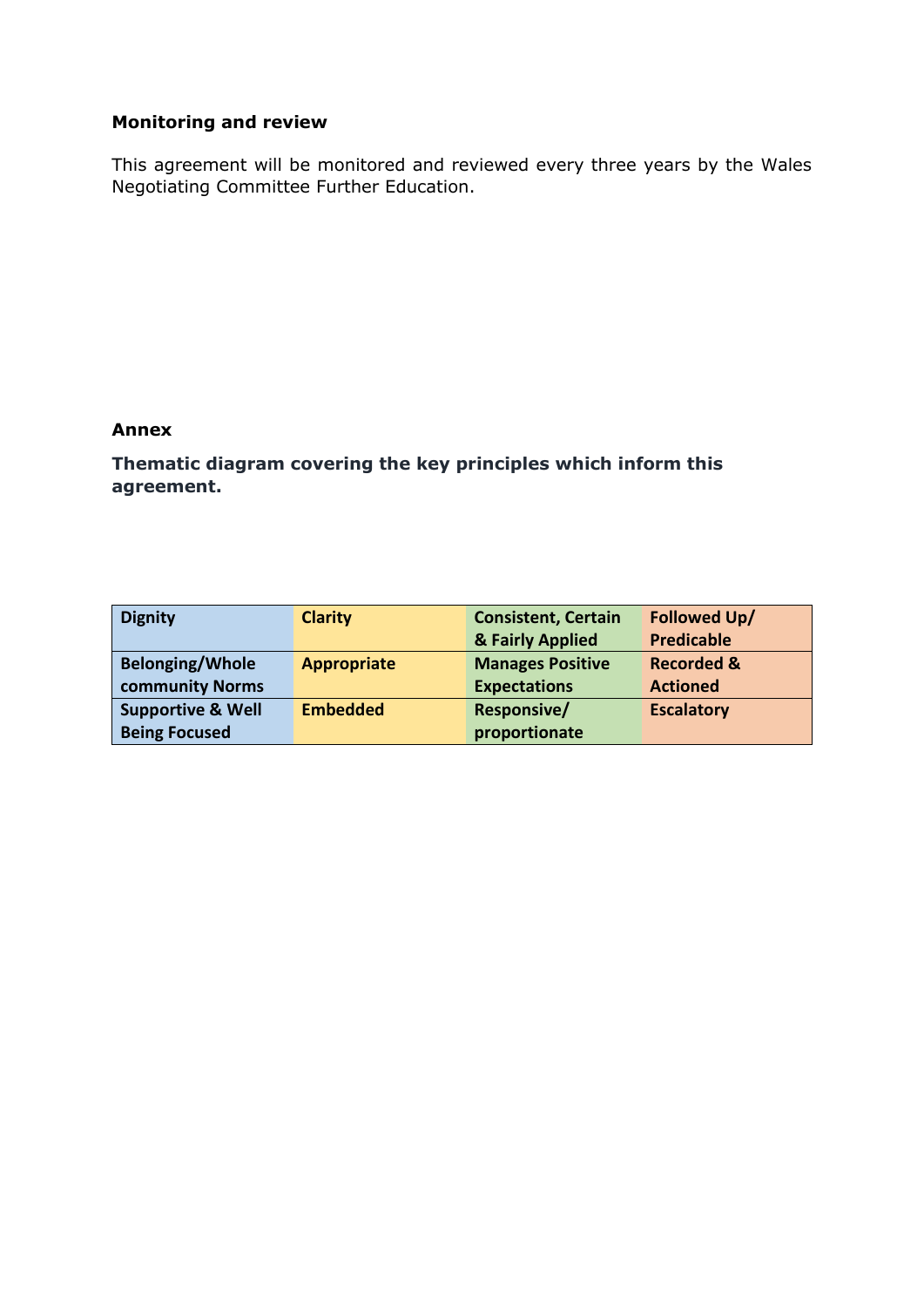**Monitoring and review**

This agreement will be monitored and reviewed every three years by the Wales Negotiating Committee Further Education.

**Annex**

**Thematic diagram covering the key principles which inform this agreement.**

| Dignity | Clarity | Consistent, Certain & Fairly Applied | Followed Up/ Predicable |
|---|---|---|---|
| Belonging/Whole community Norms | Appropriate | Manages Positive Expectations | Recorded & Actioned |
| Supportive & Well Being Focused | Embedded | Responsive/ proportionate | Escalatory |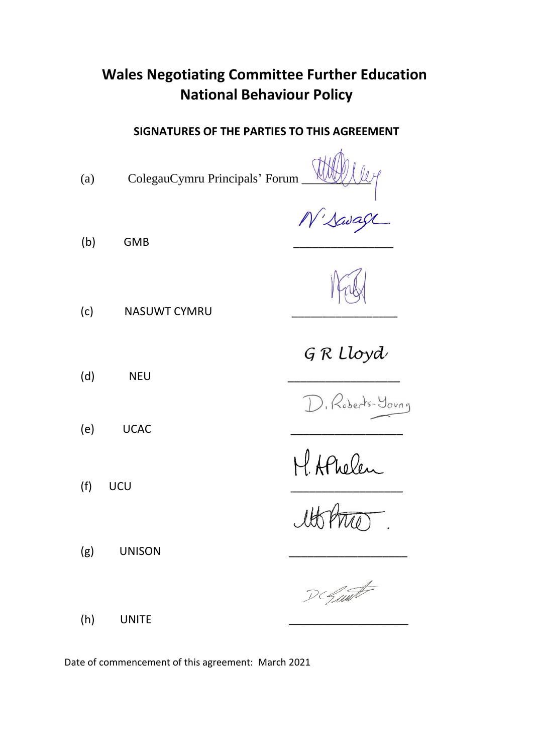# Wales Negotiating Committee Further Education National Behaviour Policy

**SIGNATURES OF THE PARTIES TO THIS AGREEMENT**

(a) ColegauCymru Principals' Forum ____________

(b) GMB ____________

(c) NASUWT CYMRU ____________

(d) NEU ____________

(e) UCAC ____________

(f) UCU ____________

(g) UNISON ____________

(h) UNITE ____________

Date of commencement of this agreement: March 2021